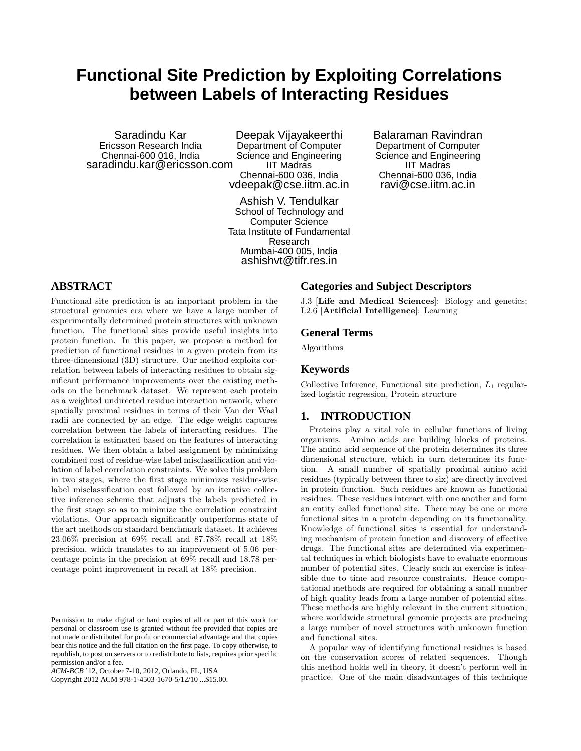# Functional Site Prediction by Exploiting Correlations between Labels of Interacting Residues

Saradindu Kar
Ericsson Research India
Chennai-600 016, India
saradindu.kar@ericsson.com

Deepak Vijayakeerthi
Department of Computer Science and Engineering
IIT Madras
Chennai-600 036, India
vdeepak@cse.iitm.ac.in

Balaraman Ravindran
Department of Computer Science and Engineering
IIT Madras
Chennai-600 036, India
ravi@cse.iitm.ac.in

Ashish V. Tendulkar
School of Technology and Computer Science
Tata Institute of Fundamental Research
Mumbai-400 005, India
ashishvt@tifr.res.in

## ABSTRACT

Functional site prediction is an important problem in the structural genomics era where we have a large number of experimentally determined protein structures with unknown function. The functional sites provide useful insights into protein function. In this paper, we propose a method for prediction of functional residues in a given protein from its three-dimensional (3D) structure. Our method exploits correlation between labels of interacting residues to obtain significant performance improvements over the existing methods on the benchmark dataset. We represent each protein as a weighted undirected residue interaction network, where spatially proximal residues in terms of their Van der Waal radii are connected by an edge. The edge weight captures correlation between the labels of interacting residues. The correlation is estimated based on the features of interacting residues. We then obtain a label assignment by minimizing combined cost of residue-wise label misclassification and violation of label correlation constraints. We solve this problem in two stages, where the first stage minimizes residue-wise label misclassification cost followed by an iterative collective inference scheme that adjusts the labels predicted in the first stage so as to minimize the correlation constraint violations. Our approach significantly outperforms state of the art methods on standard benchmark dataset. It achieves 23.06% precision at 69% recall and 87.78% recall at 18% precision, which translates to an improvement of 5.06 percentage points in the precision at 69% recall and 18.78 percentage point improvement in recall at 18% precision.

Permission to make digital or hard copies of all or part of this work for personal or classroom use is granted without fee provided that copies are not made or distributed for profit or commercial advantage and that copies bear this notice and the full citation on the first page. To copy otherwise, to republish, to post on servers or to redistribute to lists, requires prior specific permission and/or a fee.
*ACM-BCB* '12, October 7-10, 2012, Orlando, FL, USA
Copyright 2012 ACM 978-1-4503-1670-5/12/10 ...$15.00.

## Categories and Subject Descriptors

J.3 [**Life and Medical Sciences**]: Biology and genetics; I.2.6 [**Artificial Intelligence**]: Learning

## General Terms

Algorithms

## Keywords

Collective Inference, Functional site prediction, $L_1$ regularized logistic regression, Protein structure

## 1. INTRODUCTION

Proteins play a vital role in cellular functions of living organisms. Amino acids are building blocks of proteins. The amino acid sequence of the protein determines its three dimensional structure, which in turn determines its function. A small number of spatially proximal amino acid residues (typically between three to six) are directly involved in protein function. Such residues are known as functional residues. These residues interact with one another and form an entity called functional site. There may be one or more functional sites in a protein depending on its functionality. Knowledge of functional sites is essential for understanding mechanism of protein function and discovery of effective drugs. The functional sites are determined via experimental techniques in which biologists have to evaluate enormous number of potential sites. Clearly such an exercise is infeasible due to time and resource constraints. Hence computational methods are required for obtaining a small number of high quality leads from a large number of potential sites. These methods are highly relevant in the current situation; where worldwide structural genomic projects are producing a large number of novel structures with unknown function and functional sites.

A popular way of identifying functional residues is based on the conservation scores of related sequences. Though this method holds well in theory, it doesn't perform well in practice. One of the main disadvantages of this technique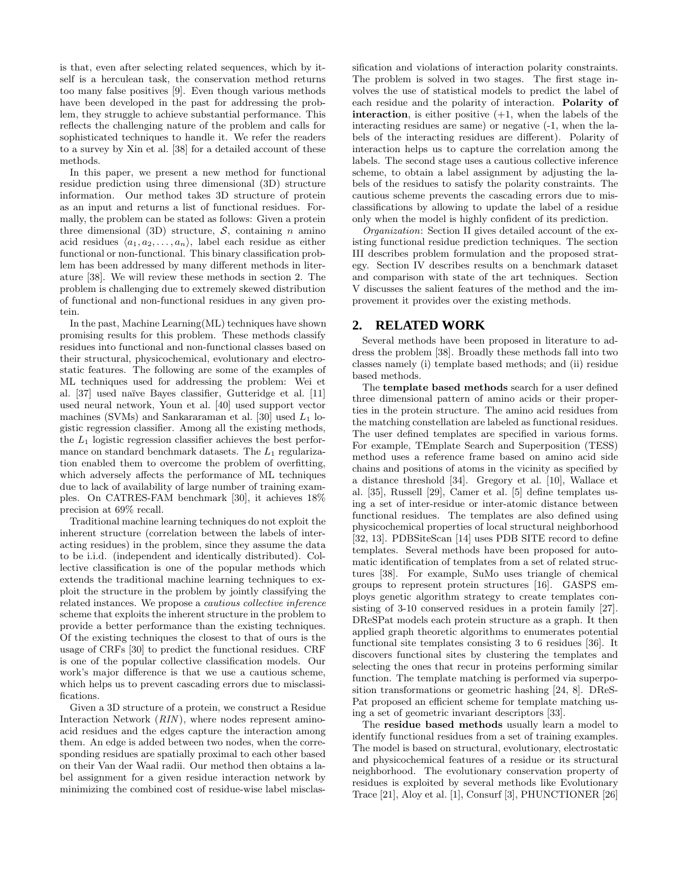is that, even after selecting related sequences, which by itself is a herculean task, the conservation method returns too many false positives [9]. Even though various methods have been developed in the past for addressing the problem, they struggle to achieve substantial performance. This reflects the challenging nature of the problem and calls for sophisticated techniques to handle it. We refer the readers to a survey by Xin et al. [38] for a detailed account of these methods.

In this paper, we present a new method for functional residue prediction using three dimensional (3D) structure information. Our method takes 3D structure of protein as an input and returns a list of functional residues. Formally, the problem can be stated as follows: Given a protein three dimensional (3D) structure, $\mathcal{S}$, containing $n$ amino acid residues $\langle a_1, a_2, \ldots, a_n \rangle$, label each residue as either functional or non-functional. This binary classification problem has been addressed by many different methods in literature [38]. We will review these methods in section 2. The problem is challenging due to extremely skewed distribution of functional and non-functional residues in any given protein.

In the past, Machine Learning(ML) techniques have shown promising results for this problem. These methods classify residues into functional and non-functional classes based on their structural, physicochemical, evolutionary and electrostatic features. The following are some of the examples of ML techniques used for addressing the problem: Wei et al. [37] used naïve Bayes classifier, Gutteridge et al. [11] used neural network, Youn et al. [40] used support vector machines (SVMs) and Sankararaman et al. [30] used $L_1$ logistic regression classifier. Among all the existing methods, the $L_1$ logistic regression classifier achieves the best performance on standard benchmark datasets. The $L_1$ regularization enabled them to overcome the problem of overfitting, which adversely affects the performance of ML techniques due to lack of availability of large number of training examples. On CATRES-FAM benchmark [30], it achieves 18% precision at 69% recall.

Traditional machine learning techniques do not exploit the inherent structure (correlation between the labels of interacting residues) in the problem, since they assume the data to be i.i.d. (independent and identically distributed). Collective classification is one of the popular methods which extends the traditional machine learning techniques to exploit the structure in the problem by jointly classifying the related instances. We propose a *cautious collective inference* scheme that exploits the inherent structure in the problem to provide a better performance than the existing techniques. Of the existing techniques the closest to that of ours is the usage of CRFs [30] to predict the functional residues. CRF is one of the popular collective classification models. Our work's major difference is that we use a cautious scheme, which helps us to prevent cascading errors due to misclassifications.

Given a 3D structure of a protein, we construct a Residue Interaction Network (*RIN*), where nodes represent amino-acid residues and the edges capture the interaction among them. An edge is added between two nodes, when the corresponding residues are spatially proximal to each other based on their Van der Waal radii. Our method then obtains a label assignment for a given residue interaction network by minimizing the combined cost of residue-wise label misclassification and violations of interaction polarity constraints. The problem is solved in two stages. The first stage involves the use of statistical models to predict the label of each residue and the polarity of interaction. **Polarity of interaction**, is either positive (+1, when the labels of the interacting residues are same) or negative (-1, when the labels of the interacting residues are different). Polarity of interaction helps us to capture the correlation among the labels. The second stage uses a cautious collective inference scheme, to obtain a label assignment by adjusting the labels of the residues to satisfy the polarity constraints. The cautious scheme prevents the cascading errors due to misclassifications by allowing to update the label of a residue only when the model is highly confident of its prediction.

*Organization*: Section II gives detailed account of the existing functional residue prediction techniques. The section III describes problem formulation and the proposed strategy. Section IV describes results on a benchmark dataset and comparison with state of the art techniques. Section V discusses the salient features of the method and the improvement it provides over the existing methods.

## 2. RELATED WORK

Several methods have been proposed in literature to address the problem [38]. Broadly these methods fall into two classes namely (i) template based methods; and (ii) residue based methods.

The **template based methods** search for a user defined three dimensional pattern of amino acids or their properties in the protein structure. The amino acid residues from the matching constellation are labeled as functional residues. The user defined templates are specified in various forms. For example, TEmplate Search and Superposition (TESS) method uses a reference frame based on amino acid side chains and positions of atoms in the vicinity as specified by a distance threshold [34]. Gregory et al. [10], Wallace et al. [35], Russell [29], Camer et al. [5] define templates using a set of inter-residue or inter-atomic distance between functional residues. The templates are also defined using physicochemical properties of local structural neighborhood [32, 13]. PDBSiteScan [14] uses PDB SITE record to define templates. Several methods have been proposed for automatic identification of templates from a set of related structures [38]. For example, SuMo uses triangle of chemical groups to represent protein structures [16]. GASPS employs genetic algorithm strategy to create templates consisting of 3-10 conserved residues in a protein family [27]. DReSPat models each protein structure as a graph. It then applied graph theoretic algorithms to enumerates potential functional site templates consisting 3 to 6 residues [36]. It discovers functional sites by clustering the templates and selecting the ones that recur in proteins performing similar function. The template matching is performed via superposition transformations or geometric hashing [24, 8]. DReSPat proposed an efficient scheme for template matching using a set of geometric invariant descriptors [33].

The **residue based methods** usually learn a model to identify functional residues from a set of training examples. The model is based on structural, evolutionary, electrostatic and physicochemical features of a residue or its structural neighborhood. The evolutionary conservation property of residues is exploited by several methods like Evolutionary Trace [21], Aloy et al. [1], Consurf [3], PHUNCTIONER [26]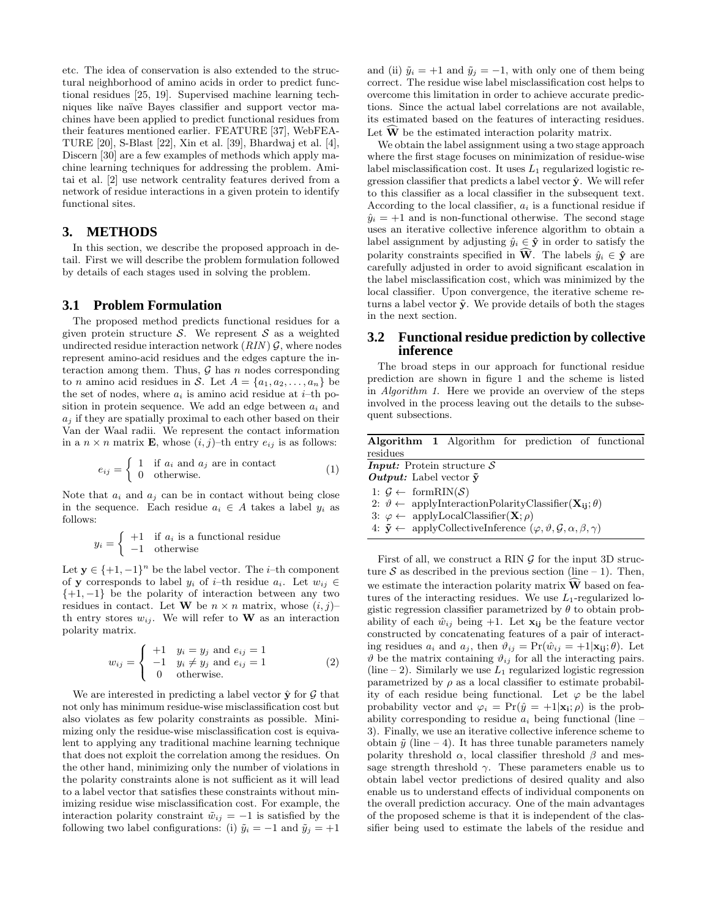etc. The idea of conservation is also extended to the structural neighborhood of amino acids in order to predict functional residues [25, 19]. Supervised machine learning techniques like naïve Bayes classifier and support vector machines have been applied to predict functional residues from their features mentioned earlier. FEATURE [37], WebFEATURE [20], S-Blast [22], Xin et al. [39], Bhardwaj et al. [4], Discern [30] are a few examples of methods which apply machine learning techniques for addressing the problem. Amitai et al. [2] use network centrality features derived from a network of residue interactions in a given protein to identify functional sites.

## 3. METHODS

In this section, we describe the proposed approach in detail. First we will describe the problem formulation followed by details of each stages used in solving the problem.

### 3.1 Problem Formulation

The proposed method predicts functional residues for a given protein structure $\mathcal{S}$. We represent $\mathcal{S}$ as a weighted undirected residue interaction network $(RIN)$ $\mathcal{G}$, where nodes represent amino-acid residues and the edges capture the interaction among them. Thus, $\mathcal{G}$ has $n$ nodes corresponding to $n$ amino acid residues in $\mathcal{S}$. Let $A = \{a_1, a_2, \ldots, a_n\}$ be the set of nodes, where $a_i$ is amino acid residue at $i$–th position in protein sequence. We add an edge between $a_i$ and $a_j$ if they are spatially proximal to each other based on their Van der Waal radii. We represent the contact information in a $n \times n$ matrix $\mathbf{E}$, whose $(i,j)$–th entry $e_{ij}$ is as follows:

$$e_{ij} = \begin{cases} 1 & \text{if } a_i \text{ and } a_j \text{ are in contact} \\ 0 & \text{otherwise.} \end{cases} \tag{1}$$

Note that $a_i$ and $a_j$ can be in contact without being close in the sequence. Each residue $a_i \in A$ takes a label $y_i$ as follows:

$$y_i = \begin{cases} +1 & \text{if } a_i \text{ is a functional residue} \\ -1 & \text{otherwise} \end{cases}$$

Let $\mathbf{y} \in \{+1, -1\}^n$ be the label vector. The $i$–th component of $\mathbf{y}$ corresponds to label $y_i$ of $i$–th residue $a_i$. Let $w_{ij} \in \{+1, -1\}$ be the polarity of interaction between any two residues in contact. Let $\mathbf{W}$ be $n \times n$ matrix, whose $(i,j)$–th entry stores $w_{ij}$. We will refer to $\mathbf{W}$ as an interaction polarity matrix.

$$w_{ij} = \begin{cases} +1 & y_i = y_j \text{ and } e_{ij} = 1 \\ -1 & y_i \neq y_j \text{ and } e_{ij} = 1 \\ 0 & \text{otherwise.} \end{cases} \tag{2}$$

We are interested in predicting a label vector $\hat{\mathbf{y}}$ for $\mathcal{G}$ that not only has minimum residue-wise misclassification cost but also violates as few polarity constraints as possible. Minimizing only the residue-wise misclassification cost is equivalent to applying any traditional machine learning technique that does not exploit the correlation among the residues. On the other hand, minimizing only the number of violations in the polarity constraints alone is not sufficient as it will lead to a label vector that satisfies these constraints without minimizing residue wise misclassification cost. For example, the interaction polarity constraint $\tilde{w}_{ij} = -1$ is satisfied by the following two label configurations: (i) $\tilde{y}_i = -1$ and $\tilde{y}_j = +1$ and (ii) $\tilde{y}_i = +1$ and $\tilde{y}_j = -1$, with only one of them being correct. The residue wise label misclassification cost helps to overcome this limitation in order to achieve accurate predictions. Since the actual label correlations are not available, its estimated based on the features of interacting residues. Let $\widehat{\mathbf{W}}$ be the estimated interaction polarity matrix.

We obtain the label assignment using a two stage approach where the first stage focuses on minimization of residue-wise label misclassification cost. It uses $L_1$ regularized logistic regression classifier that predicts a label vector $\hat{\mathbf{y}}$. We will refer to this classifier as a local classifier in the subsequent text. According to the local classifier, $a_i$ is a functional residue if $\hat{y}_i = +1$ and is non-functional otherwise. The second stage uses an iterative collective inference algorithm to obtain a label assignment by adjusting $\hat{y}_i \in \hat{\mathbf{y}}$ in order to satisfy the polarity constraints specified in $\widehat{\mathbf{W}}$. The labels $\hat{y}_i \in \hat{\mathbf{y}}$ are carefully adjusted in order to avoid significant escalation in the label misclassification cost, which was minimized by the local classifier. Upon convergence, the iterative scheme returns a label vector $\tilde{\mathbf{y}}$. We provide details of both the stages in the next section.

### 3.2 Functional residue prediction by collective inference

The broad steps in our approach for functional residue prediction are shown in figure 1 and the scheme is listed in *Algorithm 1*. Here we provide an overview of the steps involved in the process leaving out the details to the subsequent subsections.

**Algorithm 1** Algorithm for prediction of functional residues

***Input:*** Protein structure $\mathcal{S}$
***Output:*** Label vector $\tilde{\mathbf{y}}$

1: $\mathcal{G} \leftarrow$ formRIN($\mathcal{S}$)
2: $\vartheta \leftarrow$ applyInteractionPolarityClassifier($\mathbf{X_{ij}}; \theta$)
3: $\varphi \leftarrow$ applyLocalClassifier($\mathbf{X}; \rho$)
4: $\tilde{\mathbf{y}} \leftarrow$ applyCollectiveInference ($\varphi, \vartheta, \mathcal{G}, \alpha, \beta, \gamma$)

First of all, we construct a RIN $\mathcal{G}$ for the input 3D structure $\mathcal{S}$ as described in the previous section (line – 1). Then, we estimate the interaction polarity matrix $\widehat{\mathbf{W}}$ based on features of the interacting residues. We use $L_1$-regularized logistic regression classifier parametrized by $\theta$ to obtain probability of each $\hat{w}_{ij}$ being $+1$. Let $\mathbf{x_{ij}}$ be the feature vector constructed by concatenating features of a pair of interacting residues $a_i$ and $a_j$, then $\vartheta_{ij} = \Pr(\hat{w}_{ij} = +1 | \mathbf{x_{ij}}; \theta)$. Let $\vartheta$ be the matrix containing $\vartheta_{ij}$ for all the interacting pairs. (line – 2). Similarly we use $L_1$ regularized logistic regression parametrized by $\rho$ as a local classifier to estimate probability of each residue being functional. Let $\varphi$ be the label probability vector and $\varphi_i = \Pr(\hat{y} = +1 | \mathbf{x_i}; \rho)$ is the probability corresponding to residue $a_i$ being functional (line – 3). Finally, we use an iterative collective inference scheme to obtain $\tilde{y}$ (line – 4). It has three tunable parameters namely polarity threshold $\alpha$, local classifier threshold $\beta$ and message strength threshold $\gamma$. These parameters enable us to obtain label vector predictions of desired quality and also enable us to understand effects of individual components on the overall prediction accuracy. One of the main advantages of the proposed scheme is that it is independent of the classifier being used to estimate the labels of the residue and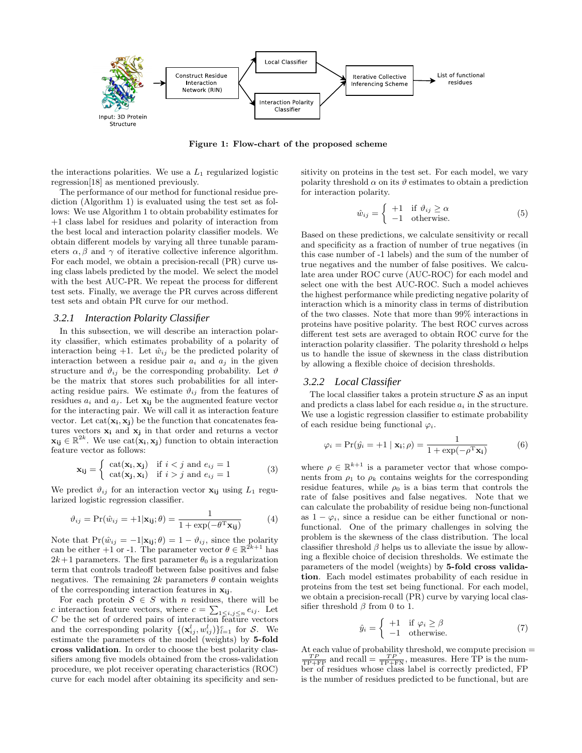Figure 1: Flow-chart of the proposed scheme

the interactions polarities. We use a $L_1$ regularized logistic regression[18] as mentioned previously.

The performance of our method for functional residue prediction (Algorithm 1) is evaluated using the test set as follows: We use Algorithm 1 to obtain probability estimates for +1 class label for residues and polarity of interaction from the best local and interaction polarity classifier models. We obtain different models by varying all three tunable parameters $\alpha, \beta$ and $\gamma$ of iterative collective inference algorithm. For each model, we obtain a precision-recall (PR) curve using class labels predicted by the model. We select the model with the best AUC-PR. We repeat the process for different test sets. Finally, we average the PR curves across different test sets and obtain PR curve for our method.

### *3.2.1 Interaction Polarity Classifier*

In this subsection, we will describe an interaction polarity classifier, which estimates probability of a polarity of interaction being +1. Let $\hat{w}_{ij}$ be the predicted polarity of interaction between a residue pair $a_i$ and $a_j$ in the given structure and $\vartheta_{ij}$ be the corresponding probability. Let $\vartheta$ be the matrix that stores such probabilities for all interacting residue pairs. We estimate $\vartheta_{ij}$ from the features of residues $a_i$ and $a_j$. Let $\mathbf{x_{ij}}$ be the augmented feature vector for the interacting pair. We will call it as interaction feature vector. Let $\text{cat}(\mathbf{x_i}, \mathbf{x_j})$ be the function that concatenates features vectors $\mathbf{x_i}$ and $\mathbf{x_j}$ in that order and returns a vector $\mathbf{x_{ij}} \in \mathbb{R}^{2k}$. We use $\text{cat}(\mathbf{x_i}, \mathbf{x_j})$ function to obtain interaction feature vector as follows:

$$\mathbf{x_{ij}} = \begin{cases} \text{cat}(\mathbf{x_i}, \mathbf{x_j}) & \text{if } i < j \text{ and } e_{ij} = 1 \\ \text{cat}(\mathbf{x_j}, \mathbf{x_i}) & \text{if } i > j \text{ and } e_{ij} = 1 \end{cases} \tag{3}$$

We predict $\vartheta_{ij}$ for an interaction vector $\mathbf{x_{ij}}$ using $L_1$ regularized logistic regression classifier.

$$\vartheta_{ij} = \Pr(\hat{w}_{ij} = +1 | \mathbf{x_{ij}}; \theta) = \frac{1}{1 + \exp(-\theta^{\mathrm{T}} \mathbf{x_{ij}})} \tag{4}$$

Note that $\Pr(\hat{w}_{ij} = -1 | \mathbf{x_{ij}}; \theta) = 1 - \vartheta_{ij}$, since the polarity can be either +1 or -1. The parameter vector $\theta \in \mathbb{R}^{2k+1}$ has $2k+1$ parameters. The first parameter $\theta_0$ is a regularization term that controls tradeoff between false positives and false negatives. The remaining $2k$ parameters $\theta$ contain weights of the corresponding interaction features in $\mathbf{x_{ij}}$.

For each protein $\mathcal{S} \in S$ with $n$ residues, there will be $c$ interaction feature vectors, where $c = \sum_{1 \leq i,j \leq n} e_{ij}$. Let $C$ be the set of ordered pairs of interaction feature vectors and the corresponding polarity $\{(\mathbf{x}_{ij}^l, w_{ij}^l)\}_{l=1}^{c}$ for $\mathcal{S}$. We estimate the parameters of the model (weights) by **5-fold cross validation**. In order to choose the best polarity classifiers among five models obtained from the cross-validation procedure, we plot receiver operating characteristics (ROC) curve for each model after obtaining its specificity and sensitivity on proteins in the test set. For each model, we vary polarity threshold $\alpha$ on its $\vartheta$ estimates to obtain a prediction for interaction polarity.

$$\hat{w}_{ij} = \begin{cases} +1 & \text{if } \vartheta_{ij} \geq \alpha \\ -1 & \text{otherwise.} \end{cases} \tag{5}$$

Based on these predictions, we calculate sensitivity or recall and specificity as a fraction of number of true negatives (in this case number of -1 labels) and the sum of the number of true negatives and the number of false positives. We calculate area under ROC curve (AUC-ROC) for each model and select one with the best AUC-ROC. Such a model achieves the highest performance while predicting negative polarity of interaction which is a minority class in terms of distribution of the two classes. Note that more than 99% interactions in proteins have positive polarity. The best ROC curves across different test sets are averaged to obtain ROC curve for the interaction polarity classifier. The polarity threshold $\alpha$ helps us to handle the issue of skewness in the class distribution by allowing a flexible choice of decision thresholds.

### *3.2.2 Local Classifier*

The local classifier takes a protein structure $\mathcal{S}$ as an input and predicts a class label for each residue $a_i$ in the structure. We use a logistic regression classifier to estimate probability of each residue being functional $\varphi_i$.

$$\varphi_i = \Pr(\hat{y_i} = +1 \mid \mathbf{x_i}; \rho) = \frac{1}{1 + \exp(-\rho^{\mathrm{T}} \mathbf{x_i})} \tag{6}$$

where $\rho \in \mathbb{R}^{k+1}$ is a parameter vector that whose components from $\rho_1$ to $\rho_k$ contains weights for the corresponding residue features, while $\rho_0$ is a bias term that controls the rate of false positives and false negatives. Note that we can calculate the probability of residue being non-functional as $1 - \varphi_i$, since a residue can be either functional or non-functional. One of the primary challenges in solving the problem is the skewness of the class distribution. The local classifier threshold $\beta$ helps us to alleviate the issue by allowing a flexible choice of decision thresholds. We estimate the parameters of the model (weights) by **5-fold cross validation**. Each model estimates probability of each residue in proteins from the test set being functional. For each model, we obtain a precision-recall (PR) curve by varying local classifier threshold $\beta$ from 0 to 1.

$$\hat{y}_i = \begin{cases} +1 & \text{if } \varphi_i \geq \beta \\ -1 & \text{otherwise.} \end{cases} \tag{7}$$

At each value of probability threshold, we compute precision $= \frac{TP}{\text{TP+FP}}$ and recall $= \frac{TP}{\text{TP+FN}}$, measures. Here TP is the number of residues whose class label is correctly predicted, FP is the number of residues predicted to be functional, but are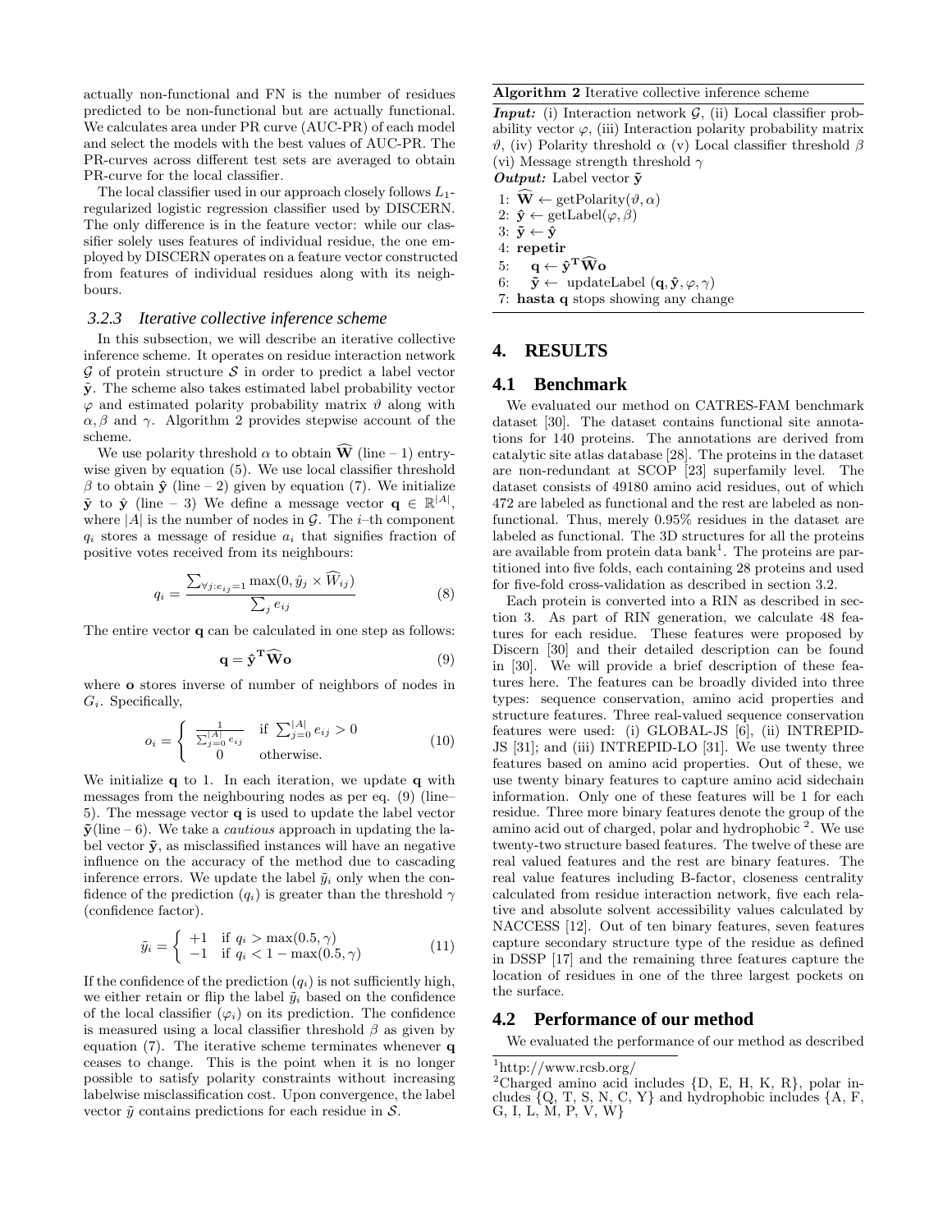actually non-functional and FN is the number of residues predicted to be non-functional but are actually functional. We calculates area under PR curve (AUC-PR) of each model and select the models with the best values of AUC-PR. The PR-curves across different test sets are averaged to obtain PR-curve for the local classifier.

The local classifier used in our approach closely follows $L_1$-regularized logistic regression classifier used by DISCERN. The only difference is in the feature vector: while our classifier solely uses features of individual residue, the one employed by DISCERN operates on a feature vector constructed from features of individual residues along with its neighbours.

### 3.2.3 Iterative collective inference scheme

In this subsection, we will describe an iterative collective inference scheme. It operates on residue interaction network $\mathcal{G}$ of protein structure $\mathcal{S}$ in order to predict a label vector $\tilde{\mathbf{y}}$. The scheme also takes estimated label probability vector $\varphi$ and estimated polarity probability matrix $\vartheta$ along with $\alpha, \beta$ and $\gamma$. Algorithm 2 provides stepwise account of the scheme.

We use polarity threshold $\alpha$ to obtain $\widehat{\mathbf{W}}$ (line – 1) entry-wise given by equation (5). We use local classifier threshold $\beta$ to obtain $\hat{\mathbf{y}}$ (line – 2) given by equation (7). We initialize $\tilde{\mathbf{y}}$ to $\hat{\mathbf{y}}$ (line – 3) We define a message vector $\mathbf{q} \in \mathbb{R}^{|A|}$, where $|A|$ is the number of nodes in $\mathcal{G}$. The $i$–th component $q_i$ stores a message of residue $a_i$ that signifies fraction of positive votes received from its neighbours:

$$q_i = \frac{\sum_{\forall j: e_{ij}=1} \max(0, \hat{y}_j \times \widehat{W}_{ij})}{\sum_j e_{ij}} \tag{8}$$

The entire vector $\mathbf{q}$ can be calculated in one step as follows:

$$\mathbf{q} = \hat{\mathbf{y}}^{\mathbf{T}} \widehat{\mathbf{W}} \mathbf{o} \tag{9}$$

where $\mathbf{o}$ stores inverse of number of neighbors of nodes in $G_i$. Specifically,

$$o_i = \begin{cases} \frac{1}{\sum_{j=0}^{|A|} e_{ij}} & \text{if } \sum_{j=0}^{|A|} e_{ij} > 0 \\ 0 & \text{otherwise.} \end{cases} \tag{10}$$

We initialize $\mathbf{q}$ to 1. In each iteration, we update $\mathbf{q}$ with messages from the neighbouring nodes as per eq. (9) (line–5). The message vector $\mathbf{q}$ is used to update the label vector $\tilde{\mathbf{y}}$(line – 6). We take a *cautious* approach in updating the label vector $\tilde{\mathbf{y}}$, as misclassified instances will have an negative influence on the accuracy of the method due to cascading inference errors. We update the label $\tilde{y}_i$ only when the confidence of the prediction ($q_i$) is greater than the threshold $\gamma$ (confidence factor).

$$\tilde{y}_i = \begin{cases} +1 & \text{if } q_i > \max(0.5, \gamma) \\ -1 & \text{if } q_i < 1 - \max(0.5, \gamma) \end{cases} \tag{11}$$

If the confidence of the prediction ($q_i$) is not sufficiently high, we either retain or flip the label $\tilde{y}_i$ based on the confidence of the local classifier ($\varphi_i$) on its prediction. The confidence is measured using a local classifier threshold $\beta$ as given by equation (7). The iterative scheme terminates whenever $\mathbf{q}$ ceases to change. This is the point when it is no longer possible to satisfy polarity constraints without increasing labelwise misclassification cost. Upon convergence, the label vector $\tilde{y}$ contains predictions for each residue in $\mathcal{S}$.

**Algorithm 2** Iterative collective inference scheme

***Input:*** (i) Interaction network $\mathcal{G}$, (ii) Local classifier probability vector $\varphi$, (iii) Interaction polarity probability matrix $\vartheta$, (iv) Polarity threshold $\alpha$ (v) Local classifier threshold $\beta$ (vi) Message strength threshold $\gamma$
***Output:*** Label vector $\tilde{\mathbf{y}}$

1: $\widehat{\mathbf{W}} \leftarrow$ getPolarity($\vartheta, \alpha$)
2: $\hat{\mathbf{y}} \leftarrow$ getLabel($\varphi, \beta$)
3: $\tilde{\mathbf{y}} \leftarrow \hat{\mathbf{y}}$
4: **repetir**
5: $\quad \mathbf{q} \leftarrow \hat{\mathbf{y}}^{\mathbf{T}} \widehat{\mathbf{W}} \mathbf{o}$
6: $\quad \tilde{\mathbf{y}} \leftarrow$ updateLabel ($\mathbf{q}, \hat{\mathbf{y}}, \varphi, \gamma$)
7: **hasta q** stops showing any change

## 4. RESULTS

## 4.1 Benchmark

We evaluated our method on CATRES-FAM benchmark dataset [30]. The dataset contains functional site annotations for 140 proteins. The annotations are derived from catalytic site atlas database [28]. The proteins in the dataset are non-redundant at SCOP [23] superfamily level. The dataset consists of 49180 amino acid residues, out of which 472 are labeled as functional and the rest are labeled as non-functional. Thus, merely 0.95% residues in the dataset are labeled as functional. The 3D structures for all the proteins are available from protein data bank[1]. The proteins are partitioned into five folds, each containing 28 proteins and used for five-fold cross-validation as described in section 3.2.

Each protein is converted into a RIN as described in section 3. As part of RIN generation, we calculate 48 features for each residue. These features were proposed by Discern [30] and their detailed description can be found in [30]. We will provide a brief description of these features here. The features can be broadly divided into three types: sequence conservation, amino acid properties and structure features. Three real-valued sequence conservation features were used: (i) GLOBAL-JS [6], (ii) INTREPID-JS [31]; and (iii) INTREPID-LO [31]. We use twenty three features based on amino acid properties. Out of these, we use twenty binary features to capture amino acid sidechain information. Only one of these features will be 1 for each residue. Three more binary features denote the group of the amino acid out of charged, polar and hydrophobic [2]. We use twenty-two structure based features. The twelve of these are real valued features and the rest are binary features. The real value features including B-factor, closeness centrality calculated from residue interaction network, five each relative and absolute solvent accessibility values calculated by NACCESS [12]. Out of ten binary features, seven features capture secondary structure type of the residue as defined in DSSP [17] and the remaining three features capture the location of residues in one of the three largest pockets on the surface.

## 4.2 Performance of our method

We evaluated the performance of our method as described

[1] http://www.rcsb.org/

[2] Charged amino acid includes {D, E, H, K, R}, polar includes {Q, T, S, N, C, Y} and hydrophobic includes {A, F, G, I, L, M, P, V, W}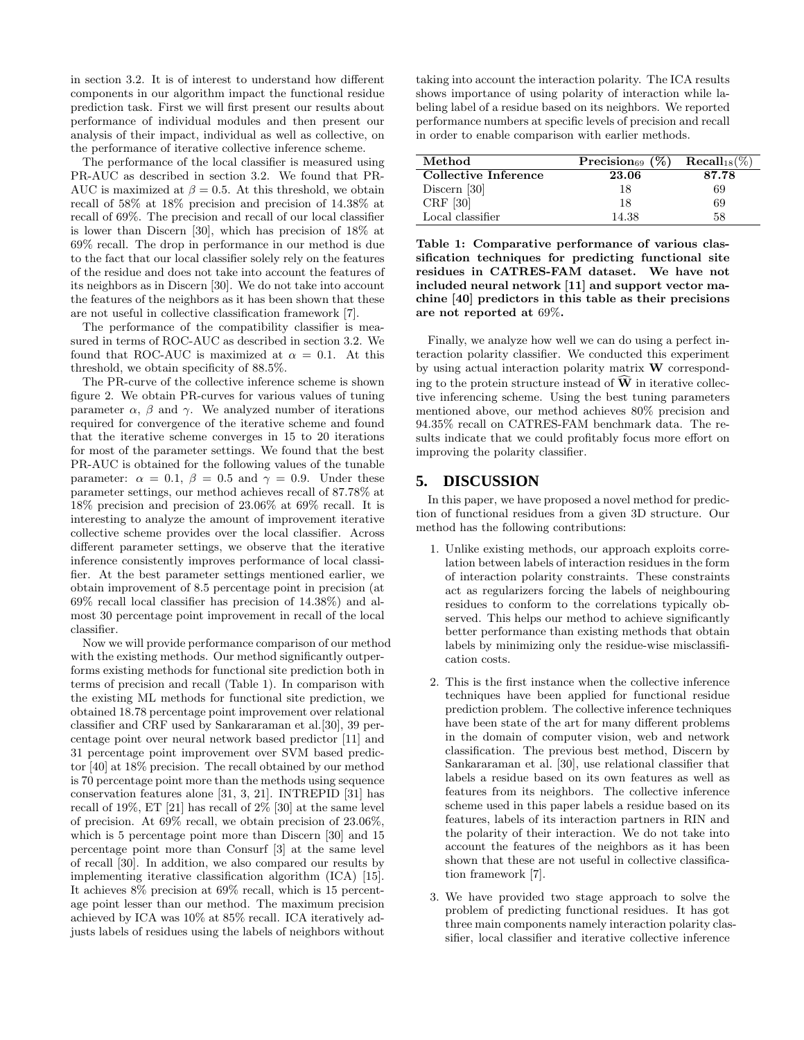in section 3.2. It is of interest to understand how different components in our algorithm impact the functional residue prediction task. First we will first present our results about performance of individual modules and then present our analysis of their impact, individual as well as collective, on the performance of iterative collective inference scheme.

The performance of the local classifier is measured using PR-AUC as described in section 3.2. We found that PR-AUC is maximized at $\beta = 0.5$. At this threshold, we obtain recall of 58% at 18% precision and precision of 14.38% at recall of 69%. The precision and recall of our local classifier is lower than Discern [30], which has precision of 18% at 69% recall. The drop in performance in our method is due to the fact that our local classifier solely rely on the features of the residue and does not take into account the features of its neighbors as in Discern [30]. We do not take into account the features of the neighbors as it has been shown that these are not useful in collective classification framework [7].

The performance of the compatibility classifier is measured in terms of ROC-AUC as described in section 3.2. We found that ROC-AUC is maximized at $\alpha = 0.1$. At this threshold, we obtain specificity of 88.5%.

The PR-curve of the collective inference scheme is shown figure 2. We obtain PR-curves for various values of tuning parameter $\alpha$, $\beta$ and $\gamma$. We analyzed number of iterations required for convergence of the iterative scheme and found that the iterative scheme converges in 15 to 20 iterations for most of the parameter settings. We found that the best PR-AUC is obtained for the following values of the tunable parameter: $\alpha = 0.1$, $\beta = 0.5$ and $\gamma = 0.9$. Under these parameter settings, our method achieves recall of 87.78% at 18% precision and precision of 23.06% at 69% recall. It is interesting to analyze the amount of improvement iterative collective scheme provides over the local classifier. Across different parameter settings, we observe that the iterative inference consistently improves performance of local classifier. At the best parameter settings mentioned earlier, we obtain improvement of 8.5 percentage point in precision (at 69% recall local classifier has precision of 14.38%) and almost 30 percentage point improvement in recall of the local classifier.

Now we will provide performance comparison of our method with the existing methods. Our method significantly outperforms existing methods for functional site prediction both in terms of precision and recall (Table 1). In comparison with the existing ML methods for functional site prediction, we obtained 18.78 percentage point improvement over relational classifier and CRF used by Sankararaman et al.[30], 39 percentage point over neural network based predictor [11] and 31 percentage point improvement over SVM based predictor [40] at 18% precision. The recall obtained by our method is 70 percentage point more than the methods using sequence conservation features alone [31, 3, 21]. INTREPID [31] has recall of 19%, ET [21] has recall of 2% [30] at the same level of precision. At 69% recall, we obtain precision of 23.06%, which is 5 percentage point more than Discern [30] and 15 percentage point more than Consurf [3] at the same level of recall [30]. In addition, we also compared our results by implementing iterative classification algorithm (ICA) [15]. It achieves 8% precision at 69% recall, which is 15 percentage point lesser than our method. The maximum precision achieved by ICA was 10% at 85% recall. ICA iteratively adjusts labels of residues using the labels of neighbors without taking into account the interaction polarity. The ICA results shows importance of using polarity of interaction while labeling label of a residue based on its neighbors. We reported performance numbers at specific levels of precision and recall in order to enable comparison with earlier methods.

| Method | $\mathbf{Precision}_{69}$ (%) | $\mathbf{Recall}_{18}$(%) |
|---|---|---|
| **Collective Inference** | **23.06** | **87.78** |
| Discern [30] | 18 | 69 |
| CRF [30] | 18 | 69 |
| Local classifier | 14.38 | 58 |

**Table 1: Comparative performance of various classification techniques for predicting functional site residues in CATRES-FAM dataset. We have not included neural network [11] and support vector machine [40] predictors in this table as their precisions are not reported at 69%.**

Finally, we analyze how well we can do using a perfect interaction polarity classifier. We conducted this experiment by using actual interaction polarity matrix $\mathbf{W}$ corresponding to the protein structure instead of $\widehat{\mathbf{W}}$ in iterative collective inferencing scheme. Using the best tuning parameters mentioned above, our method achieves 80% precision and 94.35% recall on CATRES-FAM benchmark data. The results indicate that we could profitably focus more effort on improving the polarity classifier.

## 5. DISCUSSION

In this paper, we have proposed a novel method for prediction of functional residues from a given 3D structure. Our method has the following contributions:

1. Unlike existing methods, our approach exploits correlation between labels of interaction residues in the form of interaction polarity constraints. These constraints act as regularizers forcing the labels of neighbouring residues to conform to the correlations typically observed. This helps our method to achieve significantly better performance than existing methods that obtain labels by minimizing only the residue-wise misclassification costs.

2. This is the first instance when the collective inference techniques have been applied for functional residue prediction problem. The collective inference techniques have been state of the art for many different problems in the domain of computer vision, web and network classification. The previous best method, Discern by Sankararaman et al. [30], use relational classifier that labels a residue based on its own features as well as features from its neighbors. The collective inference scheme used in this paper labels a residue based on its features, labels of its interaction partners in RIN and the polarity of their interaction. We do not take into account the features of the neighbors as it has been shown that these are not useful in collective classification framework [7].

3. We have provided two stage approach to solve the problem of predicting functional residues. It has got three main components namely interaction polarity classifier, local classifier and iterative collective inference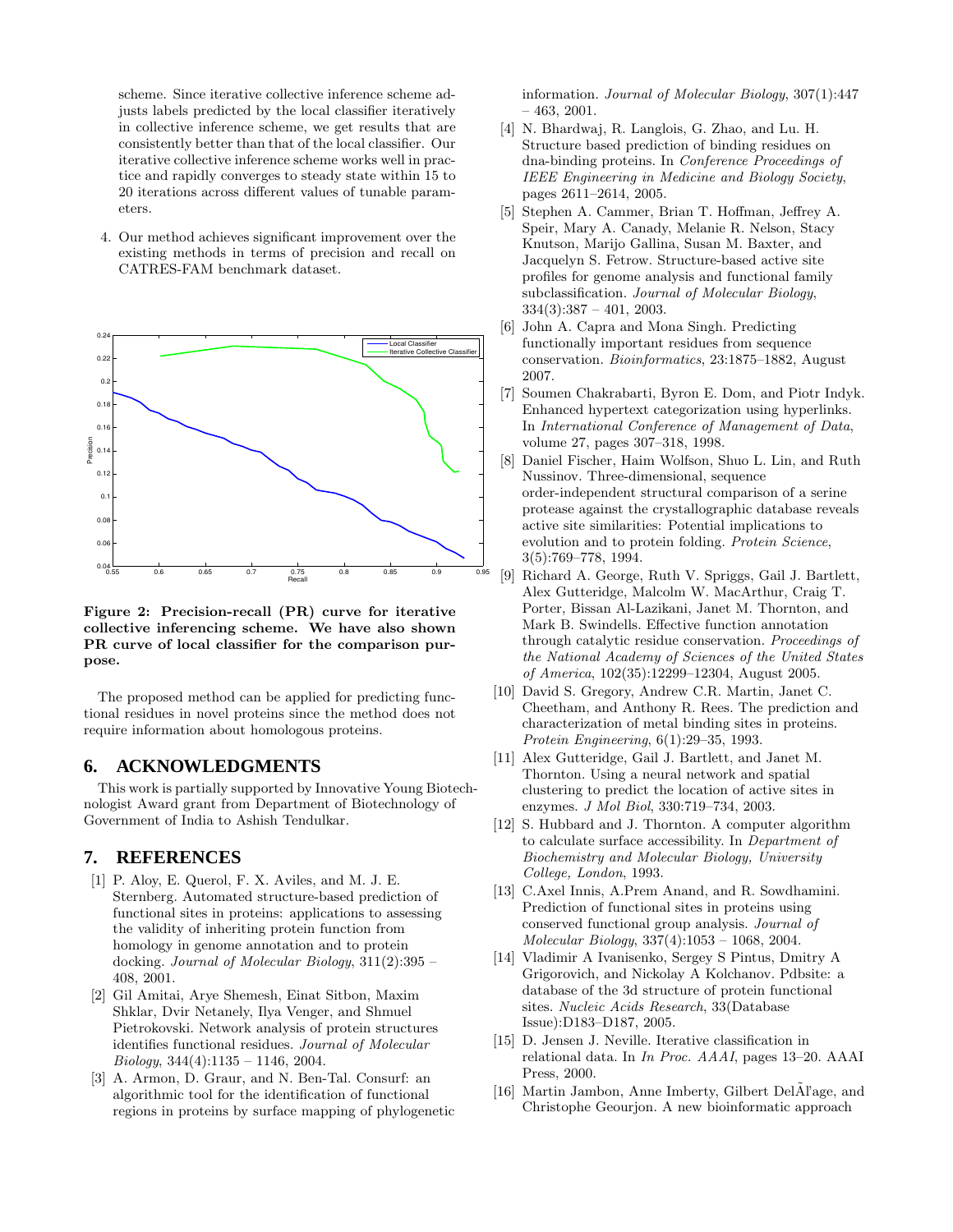scheme. Since iterative collective inference scheme adjusts labels predicted by the local classifier iteratively in collective inference scheme, we get results that are consistently better than that of the local classifier. Our iterative collective inference scheme works well in practice and rapidly converges to steady state within 15 to 20 iterations across different values of tunable parameters.

4. Our method achieves significant improvement over the existing methods in terms of precision and recall on CATRES-FAM benchmark dataset.

**Figure 2: Precision-recall (PR) curve for iterative collective inferencing scheme. We have also shown PR curve of local classifier for the comparison purpose.**

The proposed method can be applied for predicting functional residues in novel proteins since the method does not require information about homologous proteins.

## 6. ACKNOWLEDGMENTS

This work is partially supported by Innovative Young Biotechnologist Award grant from Department of Biotechnology of Government of India to Ashish Tendulkar.

## 7. REFERENCES

[1] P. Aloy, E. Querol, F. X. Aviles, and M. J. E. Sternberg. Automated structure-based prediction of functional sites in proteins: applications to assessing the validity of inheriting protein function from homology in genome annotation and to protein docking. *Journal of Molecular Biology*, 311(2):395 – 408, 2001.

[2] Gil Amitai, Arye Shemesh, Einat Sitbon, Maxim Shklar, Dvir Netanely, Ilya Venger, and Shmuel Pietrokovski. Network analysis of protein structures identifies functional residues. *Journal of Molecular Biology*, 344(4):1135 – 1146, 2004.

[3] A. Armon, D. Graur, and N. Ben-Tal. Consurf: an algorithmic tool for the identification of functional regions in proteins by surface mapping of phylogenetic information. *Journal of Molecular Biology*, 307(1):447 – 463, 2001.

[4] N. Bhardwaj, R. Langlois, G. Zhao, and Lu. H. Structure based prediction of binding residues on dna-binding proteins. In *Conference Proceedings of IEEE Engineering in Medicine and Biology Society*, pages 2611–2614, 2005.

[5] Stephen A. Cammer, Brian T. Hoffman, Jeffrey A. Speir, Mary A. Canady, Melanie R. Nelson, Stacy Knutson, Marijo Gallina, Susan M. Baxter, and Jacquelyn S. Fetrow. Structure-based active site profiles for genome analysis and functional family subclassification. *Journal of Molecular Biology*, 334(3):387 – 401, 2003.

[6] John A. Capra and Mona Singh. Predicting functionally important residues from sequence conservation. *Bioinformatics*, 23:1875–1882, August 2007.

[7] Soumen Chakrabarti, Byron E. Dom, and Piotr Indyk. Enhanced hypertext categorization using hyperlinks. In *International Conference of Management of Data*, volume 27, pages 307–318, 1998.

[8] Daniel Fischer, Haim Wolfson, Shuo L. Lin, and Ruth Nussinov. Three-dimensional, sequence order-independent structural comparison of a serine protease against the crystallographic database reveals active site similarities: Potential implications to evolution and to protein folding. *Protein Science*, 3(5):769–778, 1994.

[9] Richard A. George, Ruth V. Spriggs, Gail J. Bartlett, Alex Gutteridge, Malcolm W. MacArthur, Craig T. Porter, Bissan Al-Lazikani, Janet M. Thornton, and Mark B. Swindells. Effective function annotation through catalytic residue conservation. *Proceedings of the National Academy of Sciences of the United States of America*, 102(35):12299–12304, August 2005.

[10] David S. Gregory, Andrew C.R. Martin, Janet C. Cheetham, and Anthony R. Rees. The prediction and characterization of metal binding sites in proteins. *Protein Engineering*, 6(1):29–35, 1993.

[11] Alex Gutteridge, Gail J. Bartlett, and Janet M. Thornton. Using a neural network and spatial clustering to predict the location of active sites in enzymes. *J Mol Biol*, 330:719–734, 2003.

[12] S. Hubbard and J. Thornton. A computer algorithm to calculate surface accessibility. In *Department of Biochemistry and Molecular Biology, University College, London*, 1993.

[13] C.Axel Innis, A.Prem Anand, and R. Sowdhamini. Prediction of functional sites in proteins using conserved functional group analysis. *Journal of Molecular Biology*, 337(4):1053 – 1068, 2004.

[14] Vladimir A Ivanisenko, Sergey S Pintus, Dmitry A Grigorovich, and Nickolay A Kolchanov. Pdbsite: a database of the 3d structure of protein functional sites. *Nucleic Acids Research*, 33(Database Issue):D183–D187, 2005.

[15] D. Jensen J. Neville. Iterative classification in relational data. In *In Proc. AAAI*, pages 13–20. AAAI Press, 2000.

[16] Martin Jambon, Anne Imberty, Gilbert DelÃl'age, and Christophe Geourjon. A new bioinformatic approach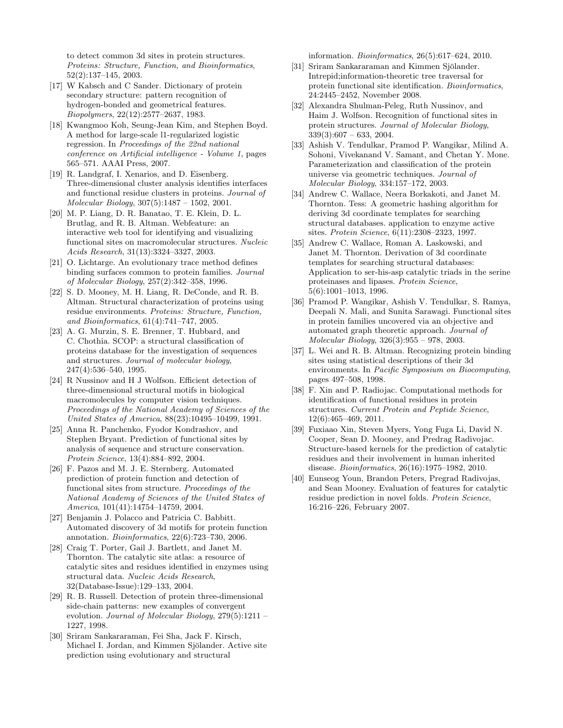to detect common 3d sites in protein structures. *Proteins: Structure, Function, and Bioinformatics*, 52(2):137–145, 2003.

[17] W Kabsch and C Sander. Dictionary of protein secondary structure: pattern recognition of hydrogen-bonded and geometrical features. *Biopolymers*, 22(12):2577–2637, 1983.

[18] Kwangmoo Koh, Seung-Jean Kim, and Stephen Boyd. A method for large-scale l1-regularized logistic regression. In *Proceedings of the 22nd national conference on Artificial intelligence - Volume 1*, pages 565–571. AAAI Press, 2007.

[19] R. Landgraf, I. Xenarios, and D. Eisenberg. Three-dimensional cluster analysis identifies interfaces and functional residue clusters in proteins. *Journal of Molecular Biology*, 307(5):1487 – 1502, 2001.

[20] M. P. Liang, D. R. Banatao, T. E. Klein, D. L. Brutlag, and R. B. Altman. Webfeature: an interactive web tool for identifying and visualizing functional sites on macromolecular structures. *Nucleic Acids Research*, 31(13):3324–3327, 2003.

[21] O. Lichtarge. An evolutionary trace method defines binding surfaces common to protein families. *Journal of Molecular Biology*, 257(2):342–358, 1996.

[22] S. D. Mooney, M. H. Liang, R. DeConde, and R. B. Altman. Structural characterization of proteins using residue environments. *Proteins: Structure, Function, and Bioinformatics*, 61(4):741–747, 2005.

[23] A. G. Murzin, S. E. Brenner, T. Hubbard, and C. Chothia. SCOP: a structural classification of proteins database for the investigation of sequences and structures. *Journal of molecular biology*, 247(4):536–540, 1995.

[24] R Nussinov and H J Wolfson. Efficient detection of three-dimensional structural motifs in biological macromolecules by computer vision techniques. *Proceedings of the National Academy of Sciences of the United States of America*, 88(23):10495–10499, 1991.

[25] Anna R. Panchenko, Fyodor Kondrashov, and Stephen Bryant. Prediction of functional sites by analysis of sequence and structure conservation. *Protein Science*, 13(4):884–892, 2004.

[26] F. Pazos and M. J. E. Sternberg. Automated prediction of protein function and detection of functional sites from structure. *Proceedings of the National Academy of Sciences of the United States of America*, 101(41):14754–14759, 2004.

[27] Benjamin J. Polacco and Patricia C. Babbitt. Automated discovery of 3d motifs for protein function annotation. *Bioinformatics*, 22(6):723–730, 2006.

[28] Craig T. Porter, Gail J. Bartlett, and Janet M. Thornton. The catalytic site atlas: a resource of catalytic sites and residues identified in enzymes using structural data. *Nucleic Acids Research*, 32(Database-Issue):129–133, 2004.

[29] R. B. Russell. Detection of protein three-dimensional side-chain patterns: new examples of convergent evolution. *Journal of Molecular Biology*, 279(5):1211 – 1227, 1998.

[30] Sriram Sankararaman, Fei Sha, Jack F. Kirsch, Michael I. Jordan, and Kimmen Sjölander. Active site prediction using evolutionary and structural information. *Bioinformatics*, 26(5):617–624, 2010.

[31] Sriram Sankararaman and Kimmen Sjölander. Intrepid;information-theoretic tree traversal for protein functional site identification. *Bioinformatics*, 24:2445–2452, November 2008.

[32] Alexandra Shulman-Peleg, Ruth Nussinov, and Haim J. Wolfson. Recognition of functional sites in protein structures. *Journal of Molecular Biology*, 339(3):607 – 633, 2004.

[33] Ashish V. Tendulkar, Pramod P. Wangikar, Milind A. Sohoni, Vivekanand V. Samant, and Chetan Y. Mone. Parameterization and classification of the protein universe via geometric techniques. *Journal of Molecular Biology*, 334:157–172, 2003.

[34] Andrew C. Wallace, Neera Borkakoti, and Janet M. Thornton. Tess: A geometric hashing algorithm for deriving 3d coordinate templates for searching structural databases. application to enzyme active sites. *Protein Science*, 6(11):2308–2323, 1997.

[35] Andrew C. Wallace, Roman A. Laskowski, and Janet M. Thornton. Derivation of 3d coordinate templates for searching structural databases: Application to ser-his-asp catalytic triads in the serine proteinases and lipases. *Protein Science*, 5(6):1001–1013, 1996.

[36] Pramod P. Wangikar, Ashish V. Tendulkar, S. Ramya, Deepali N. Mali, and Sunita Sarawagi. Functional sites in protein families uncovered via an objective and automated graph theoretic approach. *Journal of Molecular Biology*, 326(3):955 – 978, 2003.

[37] L. Wei and R. B. Altman. Recognizing protein binding sites using statistical descriptions of their 3d environments. In *Pacific Symposium on Biocomputing*, pages 497–508, 1998.

[38] F. Xin and P. Radiojac. Computational methods for identification of functional residues in protein structures. *Current Protein and Peptide Science*, 12(6):465–469, 2011.

[39] Fuxiaao Xin, Steven Myers, Yong Fuga Li, David N. Cooper, Sean D. Mooney, and Predrag Radivojac. Structure-based kernels for the prediction of catalytic residues and their involvement in human inherited disease. *Bioinformatics*, 26(16):1975–1982, 2010.

[40] Eunseog Youn, Brandon Peters, Pregrad Radivojas, and Sean Mooney. Evaluation of features for catalytic residue prediction in novel folds. *Protein Science*, 16:216–226, February 2007.